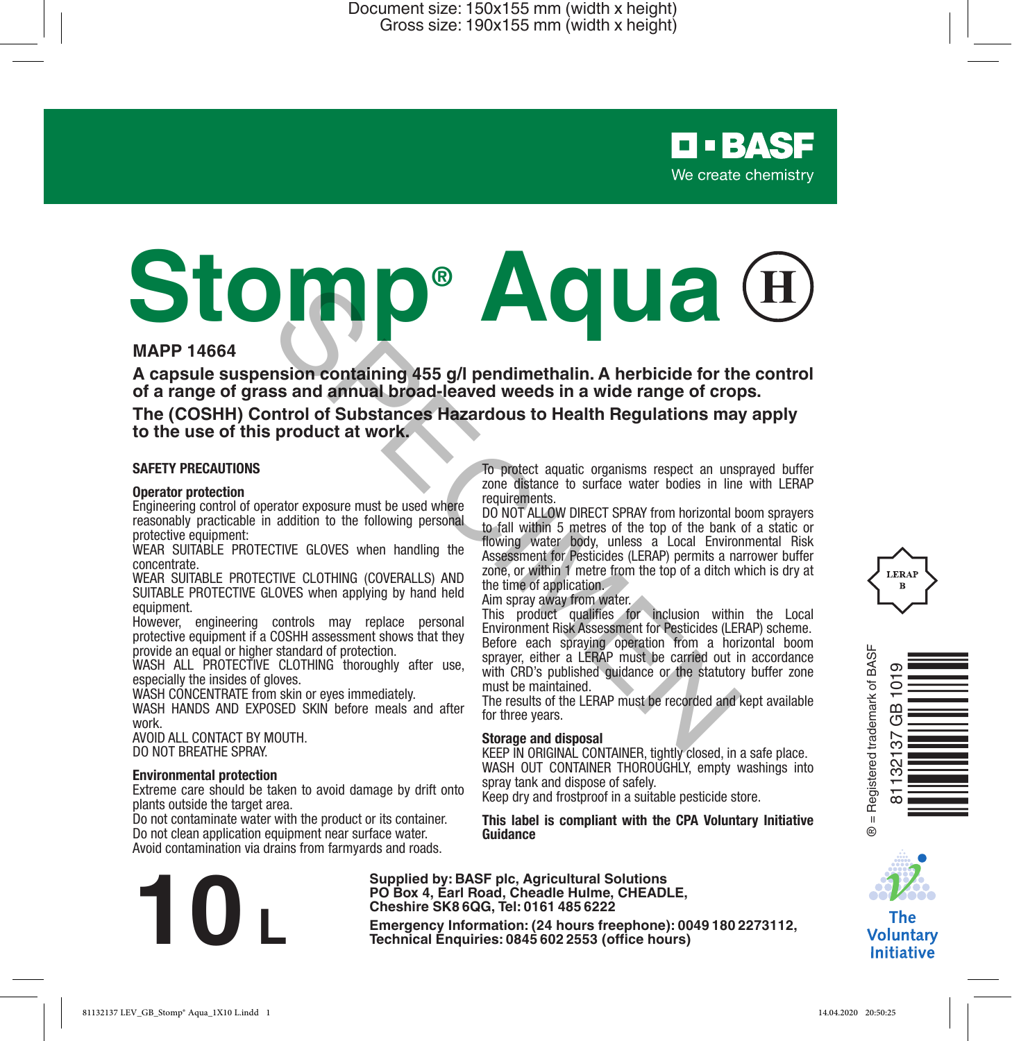Document size: 150x155 mm (width x height)
Gross size: 190x155 mm (width x height)

BASF
We create chemistry

# Stomp® Aqua (H)

**MAPP 14664**

**A capsule suspension containing 455 g/l pendimethalin. A herbicide for the control of a range of grass and annual broad-leaved weeds in a wide range of crops.**

**The (COSHH) Control of Substances Hazardous to Health Regulations may apply to the use of this product at work.**

SPECIMEN

## SAFETY PRECAUTIONS

### Operator protection

Engineering control of operator exposure must be used where reasonably practicable in addition to the following personal protective equipment:

WEAR SUITABLE PROTECTIVE GLOVES when handling the concentrate.

WEAR SUITABLE PROTECTIVE CLOTHING (COVERALLS) AND SUITABLE PROTECTIVE GLOVES when applying by hand held equipment.

However, engineering controls may replace personal protective equipment if a COSHH assessment shows that they provide an equal or higher standard of protection.

WASH ALL PROTECTIVE CLOTHING thoroughly after use, especially the insides of gloves.

WASH CONCENTRATE from skin or eyes immediately.

WASH HANDS AND EXPOSED SKIN before meals and after work.

AVOID ALL CONTACT BY MOUTH.

DO NOT BREATHE SPRAY.

### Environmental protection

Extreme care should be taken to avoid damage by drift onto plants outside the target area.

Do not contaminate water with the product or its container.

Do not clean application equipment near surface water.

Avoid contamination via drains from farmyards and roads.

To protect aquatic organisms respect an unsprayed buffer zone distance to surface water bodies in line with LERAP requirements.

DO NOT ALLOW DIRECT SPRAY from horizontal boom sprayers to fall within 5 metres of the top of the bank of a static or flowing water body, unless a Local Environmental Risk Assessment for Pesticides (LERAP) permits a narrower buffer zone, or within 1 metre from the top of a ditch which is dry at the time of application.

Aim spray away from water.

This product qualifies for inclusion within the Local Environment Risk Assessment for Pesticides (LERAP) scheme. Before each spraying operation from a horizontal boom sprayer, either a LERAP must be carried out in accordance with CRD's published guidance or the statutory buffer zone must be maintained.

The results of the LERAP must be recorded and kept available for three years.

### Storage and disposal

KEEP IN ORIGINAL CONTAINER, tightly closed, in a safe place.

WASH OUT CONTAINER THOROUGHLY, empty washings into spray tank and dispose of safely.

Keep dry and frostproof in a suitable pesticide store.

**This label is compliant with the CPA Voluntary Initiative Guidance**

LERAP B

® = Registered trademark of BASF

81132137 GB 1019

**10 L**

**Supplied by: BASF plc, Agricultural Solutions**
**PO Box 4, Earl Road, Cheadle Hulme, CHEADLE, Cheshire SK8 6QG, Tel: 0161 485 6222**

**Emergency Information: (24 hours freephone): 0049 180 2273112,**
**Technical Enquiries: 0845 602 2553 (office hours)**

The Voluntary Initiative

81132137 LEV_GB_Stomp® Aqua_1X10 L.indd 1 14.04.2020 20:50:25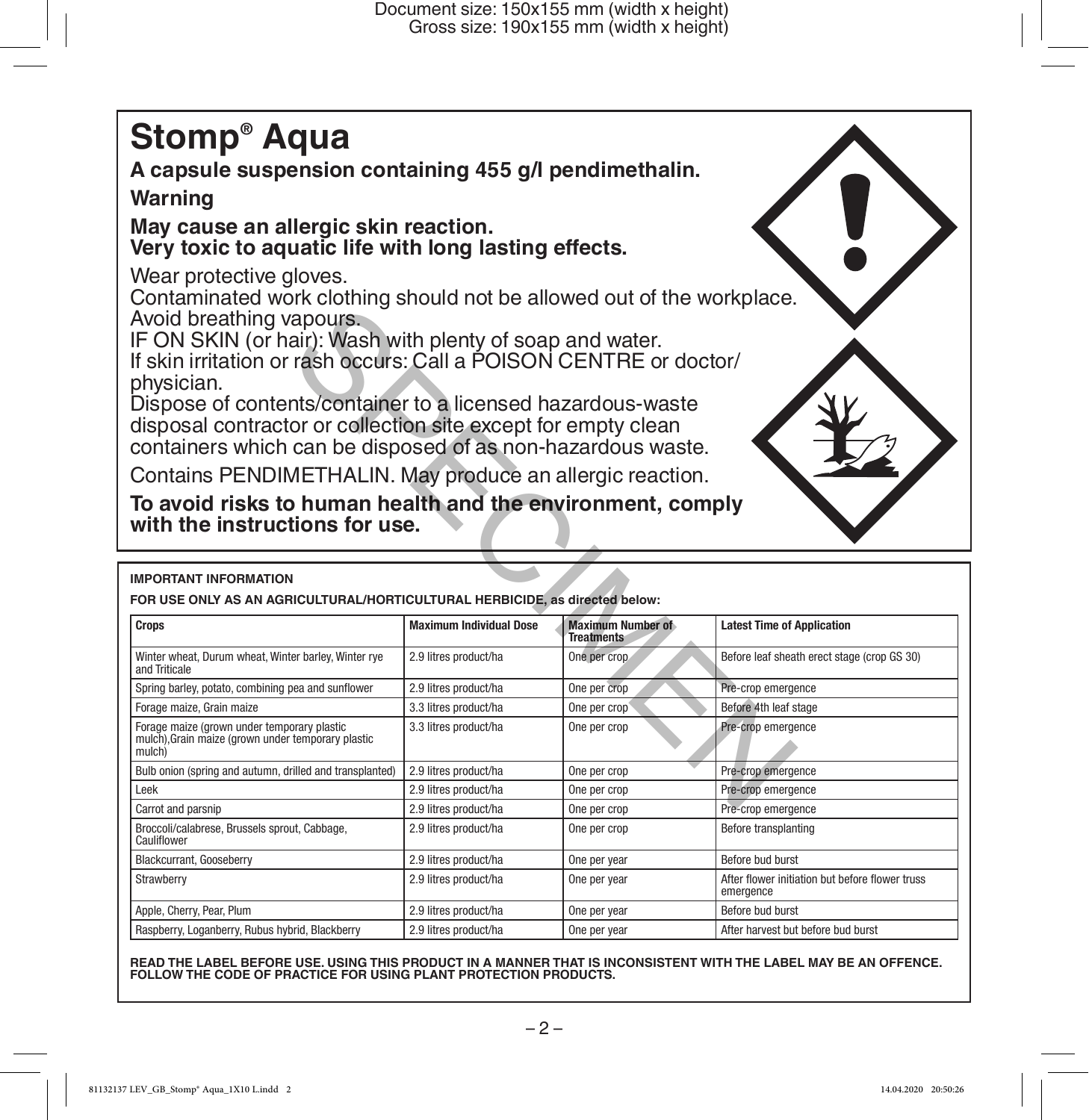# Stomp® Aqua

**A capsule suspension containing 455 g/l pendimethalin.**

**Warning**

**May cause an allergic skin reaction.**
**Very toxic to aquatic life with long lasting effects.**

Wear protective gloves.
Contaminated work clothing should not be allowed out of the workplace.
Avoid breathing vapours.
IF ON SKIN (or hair): Wash with plenty of soap and water.
If skin irritation or rash occurs: Call a POISON CENTRE or doctor/physician.
Dispose of contents/container to a licensed hazardous-waste disposal contractor or collection site except for empty clean containers which can be disposed of as non-hazardous waste.

Contains PENDIMETHALIN. May produce an allergic reaction.

**To avoid risks to human health and the environment, comply with the instructions for use.**

**IMPORTANT INFORMATION**

**FOR USE ONLY AS AN AGRICULTURAL/HORTICULTURAL HERBICIDE, as directed below:**

| Crops | Maximum Individual Dose | Maximum Number of Treatments | Latest Time of Application |
|---|---|---|---|
| Winter wheat, Durum wheat, Winter barley, Winter rye and Triticale | 2.9 litres product/ha | One per crop | Before leaf sheath erect stage (crop GS 30) |
| Spring barley, potato, combining pea and sunflower | 2.9 litres product/ha | One per crop | Pre-crop emergence |
| Forage maize, Grain maize | 3.3 litres product/ha | One per crop | Before 4th leaf stage |
| Forage maize (grown under temporary plastic mulch),Grain maize (grown under temporary plastic mulch) | 3.3 litres product/ha | One per crop | Pre-crop emergence |
| Bulb onion (spring and autumn, drilled and transplanted) | 2.9 litres product/ha | One per crop | Pre-crop emergence |
| Leek | 2.9 litres product/ha | One per crop | Pre-crop emergence |
| Carrot and parsnip | 2.9 litres product/ha | One per crop | Pre-crop emergence |
| Broccoli/calabrese, Brussels sprout, Cabbage, Cauliflower | 2.9 litres product/ha | One per crop | Before transplanting |
| Blackcurrant, Gooseberry | 2.9 litres product/ha | One per year | Before bud burst |
| Strawberry | 2.9 litres product/ha | One per year | After flower initiation but before flower truss emergence |
| Apple, Cherry, Pear, Plum | 2.9 litres product/ha | One per year | Before bud burst |
| Raspberry, Loganberry, Rubus hybrid, Blackberry | 2.9 litres product/ha | One per year | After harvest but before bud burst |

**READ THE LABEL BEFORE USE. USING THIS PRODUCT IN A MANNER THAT IS INCONSISTENT WITH THE LABEL MAY BE AN OFFENCE. FOLLOW THE CODE OF PRACTICE FOR USING PLANT PROTECTION PRODUCTS.**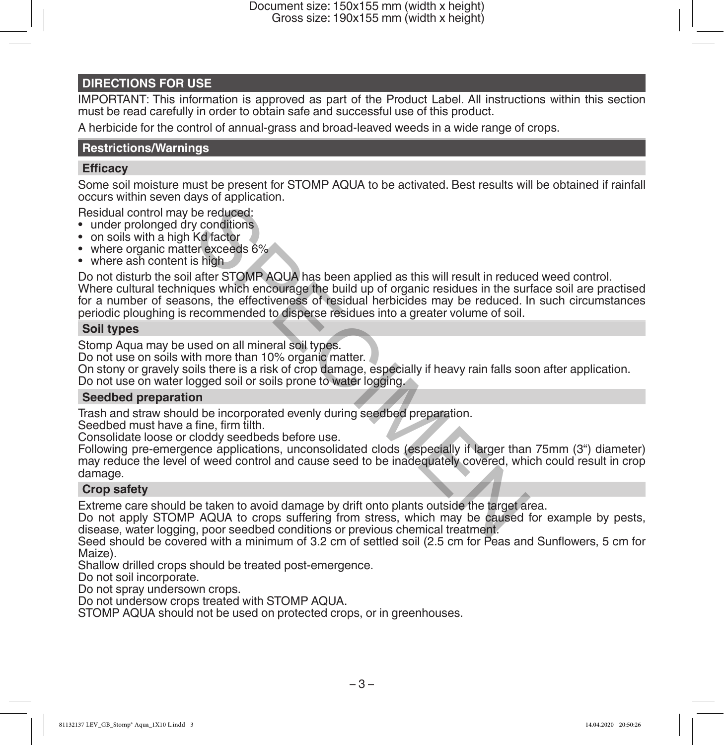## DIRECTIONS FOR USE

IMPORTANT: This information is approved as part of the Product Label. All instructions within this section must be read carefully in order to obtain safe and successful use of this product.

A herbicide for the control of annual-grass and broad-leaved weeds in a wide range of crops.

### Restrictions/Warnings

#### Efficacy

Some soil moisture must be present for STOMP AQUA to be activated. Best results will be obtained if rainfall occurs within seven days of application.

Residual control may be reduced:

- under prolonged dry conditions
- on soils with a high Kd factor
- where organic matter exceeds 6%
- where ash content is high

Do not disturb the soil after STOMP AQUA has been applied as this will result in reduced weed control.
Where cultural techniques which encourage the build up of organic residues in the surface soil are practised for a number of seasons, the effectiveness of residual herbicides may be reduced. In such circumstances periodic ploughing is recommended to disperse residues into a greater volume of soil.

#### Soil types

Stomp Aqua may be used on all mineral soil types.
Do not use on soils with more than 10% organic matter.
On stony or gravely soils there is a risk of crop damage, especially if heavy rain falls soon after application.
Do not use on water logged soil or soils prone to water logging.

#### Seedbed preparation

Trash and straw should be incorporated evenly during seedbed preparation.
Seedbed must have a fine, firm tilth.
Consolidate loose or cloddy seedbeds before use.
Following pre-emergence applications, unconsolidated clods (especially if larger than 75mm (3") diameter) may reduce the level of weed control and cause seed to be inadequately covered, which could result in crop damage.

#### Crop safety

Extreme care should be taken to avoid damage by drift onto plants outside the target area.
Do not apply STOMP AQUA to crops suffering from stress, which may be caused for example by pests, disease, water logging, poor seedbed conditions or previous chemical treatment.
Seed should be covered with a minimum of 3.2 cm of settled soil (2.5 cm for Peas and Sunflowers, 5 cm for Maize).
Shallow drilled crops should be treated post-emergence.
Do not soil incorporate.
Do not spray undersown crops.
Do not undersow crops treated with STOMP AQUA.
STOMP AQUA should not be used on protected crops, or in greenhouses.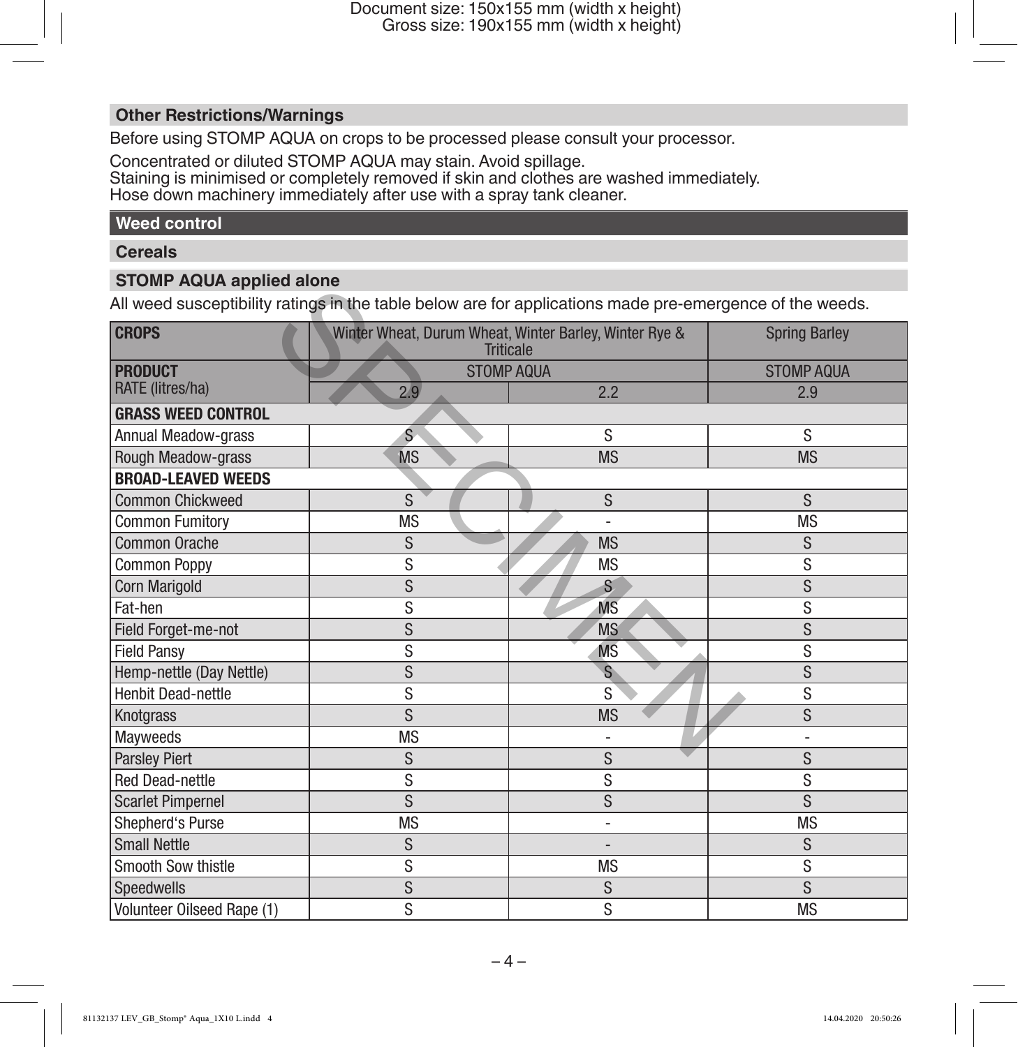## Other Restrictions/Warnings

Before using STOMP AQUA on crops to be processed please consult your processor.

Concentrated or diluted STOMP AQUA may stain. Avoid spillage.
Staining is minimised or completely removed if skin and clothes are washed immediately.
Hose down machinery immediately after use with a spray tank cleaner.

## Weed control

### Cereals

### STOMP AQUA applied alone

All weed susceptibility ratings in the table below are for applications made pre-emergence of the weeds.

| CROPS | Winter Wheat, Durum Wheat, Winter Barley, Winter Rye & Triticale | | Spring Barley |
|---|---|---|---|
| **PRODUCT** | STOMP AQUA | | STOMP AQUA |
| RATE (litres/ha) | 2.9 | 2.2 | 2.9 |
| **GRASS WEED CONTROL** | | | |
| Annual Meadow-grass | S | S | S |
| Rough Meadow-grass | MS | MS | MS |
| **BROAD-LEAVED WEEDS** | | | |
| Common Chickweed | S | S | S |
| Common Fumitory | MS | - | MS |
| Common Orache | S | MS | S |
| Common Poppy | S | MS | S |
| Corn Marigold | S | S | S |
| Fat-hen | S | MS | S |
| Field Forget-me-not | S | MS | S |
| Field Pansy | S | MS | S |
| Hemp-nettle (Day Nettle) | S | S | S |
| Henbit Dead-nettle | S | S | S |
| Knotgrass | S | MS | S |
| Mayweeds | MS | - | - |
| Parsley Piert | S | S | S |
| Red Dead-nettle | S | S | S |
| Scarlet Pimpernel | S | S | S |
| Shepherd's Purse | MS | - | MS |
| Small Nettle | S | - | S |
| Smooth Sow thistle | S | MS | S |
| Speedwells | S | S | S |
| Volunteer Oilseed Rape (1) | S | S | MS |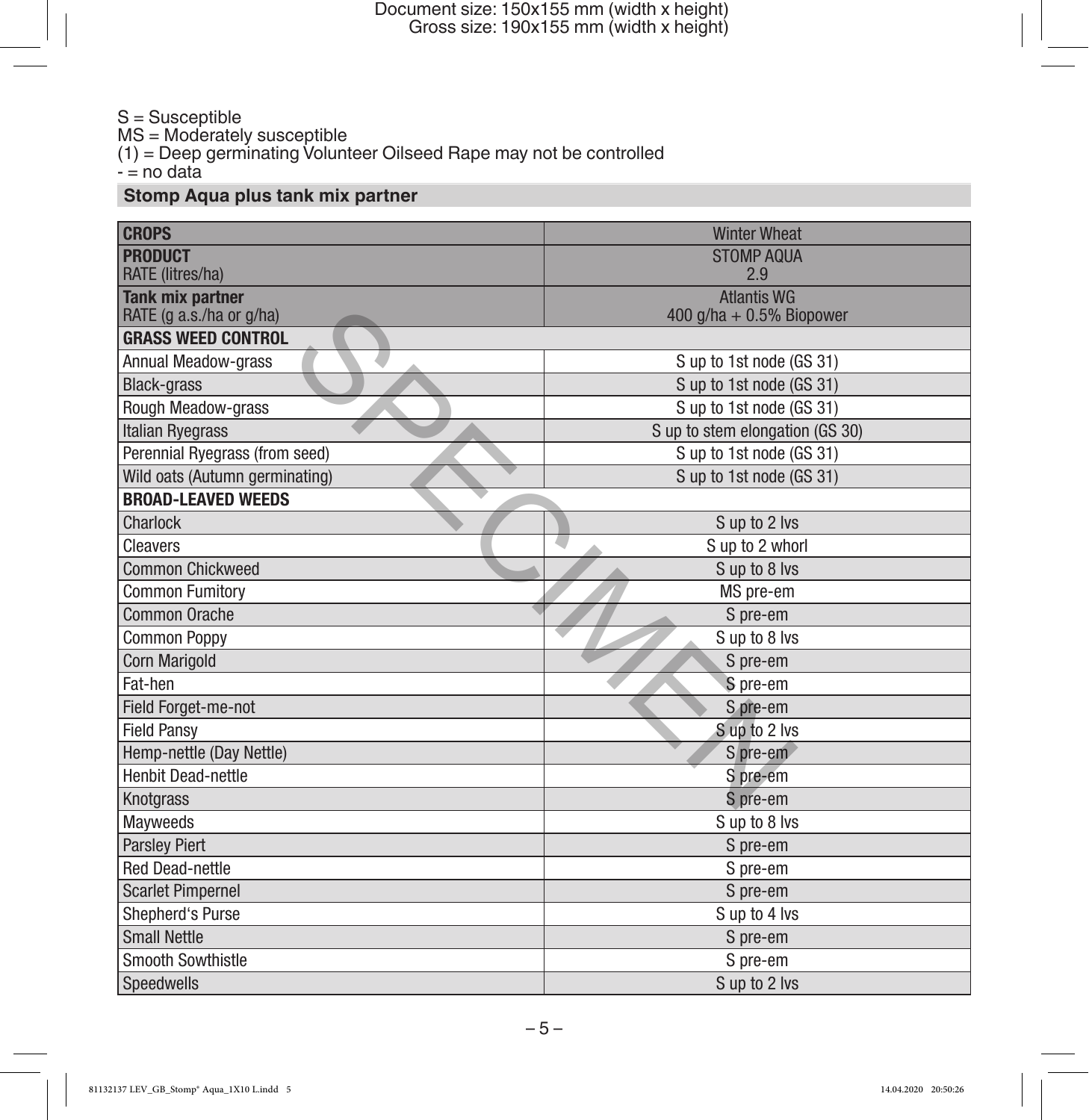S = Susceptible
MS = Moderately susceptible
(1) = Deep germinating Volunteer Oilseed Rape may not be controlled
\- = no data

## Stomp Aqua plus tank mix partner

| **CROPS** | Winter Wheat |
|---|---|
| **PRODUCT**<br>RATE (litres/ha) | STOMP AQUA<br>2.9 |
| **Tank mix partner**<br>RATE (g a.s./ha or g/ha) | Atlantis WG<br>400 g/ha + 0.5% Biopower |
| **GRASS WEED CONTROL** | |
| Annual Meadow-grass | S up to 1st node (GS 31) |
| Black-grass | S up to 1st node (GS 31) |
| Rough Meadow-grass | S up to 1st node (GS 31) |
| Italian Ryegrass | S up to stem elongation (GS 30) |
| Perennial Ryegrass (from seed) | S up to 1st node (GS 31) |
| Wild oats (Autumn germinating) | S up to 1st node (GS 31) |
| **BROAD-LEAVED WEEDS** | |
| Charlock | S up to 2 lvs |
| Cleavers | S up to 2 whorl |
| Common Chickweed | S up to 8 lvs |
| Common Fumitory | MS pre-em |
| Common Orache | S pre-em |
| Common Poppy | S up to 8 lvs |
| Corn Marigold | S pre-em |
| Fat-hen | S pre-em |
| Field Forget-me-not | S pre-em |
| Field Pansy | S up to 2 lvs |
| Hemp-nettle (Day Nettle) | S pre-em |
| Henbit Dead-nettle | S pre-em |
| Knotgrass | S pre-em |
| Mayweeds | S up to 8 lvs |
| Parsley Piert | S pre-em |
| Red Dead-nettle | S pre-em |
| Scarlet Pimpernel | S pre-em |
| Shepherd's Purse | S up to 4 lvs |
| Small Nettle | S pre-em |
| Smooth Sowthistle | S pre-em |
| Speedwells | S up to 2 lvs |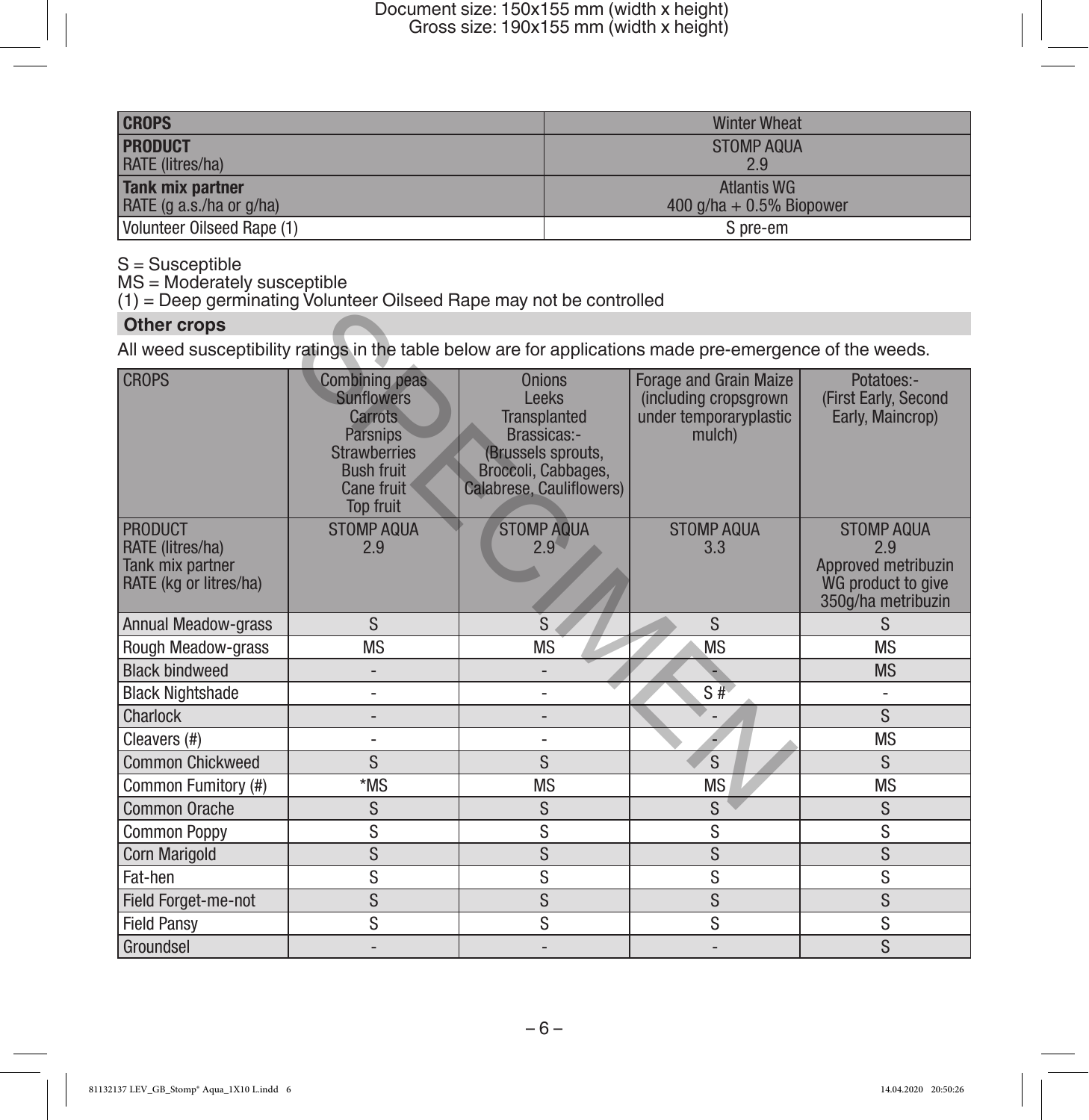| **CROPS** | Winter Wheat |
|---|---|
| **PRODUCT**<br>RATE (litres/ha) | STOMP AQUA<br>2.9 |
| **Tank mix partner**<br>RATE (g a.s./ha or g/ha) | Atlantis WG<br>400 g/ha + 0.5% Biopower |
| Volunteer Oilseed Rape (1) | S pre-em |

S = Susceptible
MS = Moderately susceptible
(1) = Deep germinating Volunteer Oilseed Rape may not be controlled

### Other crops

All weed susceptibility ratings in the table below are for applications made pre-emergence of the weeds.

| CROPS | Combining peas<br>Sunflowers<br>Carrots<br>Parsnips<br>Strawberries<br>Bush fruit<br>Cane fruit<br>Top fruit | Onions<br>Leeks<br>Transplanted<br>Brassicas:-<br>(Brussels sprouts,<br>Broccoli, Cabbages,<br>Calabrese, Cauliflowers) | Forage and Grain Maize<br>(including cropsgrown<br>under temporaryplastic<br>mulch) | Potatoes:-<br>(First Early, Second<br>Early, Maincrop) |
|---|---|---|---|---|
| PRODUCT<br>RATE (litres/ha)<br>Tank mix partner<br>RATE (kg or litres/ha) | STOMP AQUA<br>2.9 | STOMP AQUA<br>2.9 | STOMP AQUA<br>3.3 | STOMP AQUA<br>2.9<br>Approved metribuzin<br>WG product to give<br>350g/ha metribuzin |
| Annual Meadow-grass | S | S | S | S |
| Rough Meadow-grass | MS | MS | MS | MS |
| Black bindweed | - | - | - | MS |
| Black Nightshade | - | - | S # | - |
| Charlock | - | - | - | S |
| Cleavers (#) | - | - | - | MS |
| Common Chickweed | S | S | S | S |
| Common Fumitory (#) | *MS | MS | MS | MS |
| Common Orache | S | S | S | S |
| Common Poppy | S | S | S | S |
| Corn Marigold | S | S | S | S |
| Fat-hen | S | S | S | S |
| Field Forget-me-not | S | S | S | S |
| Field Pansy | S | S | S | S |
| Groundsel | - | - | - | S |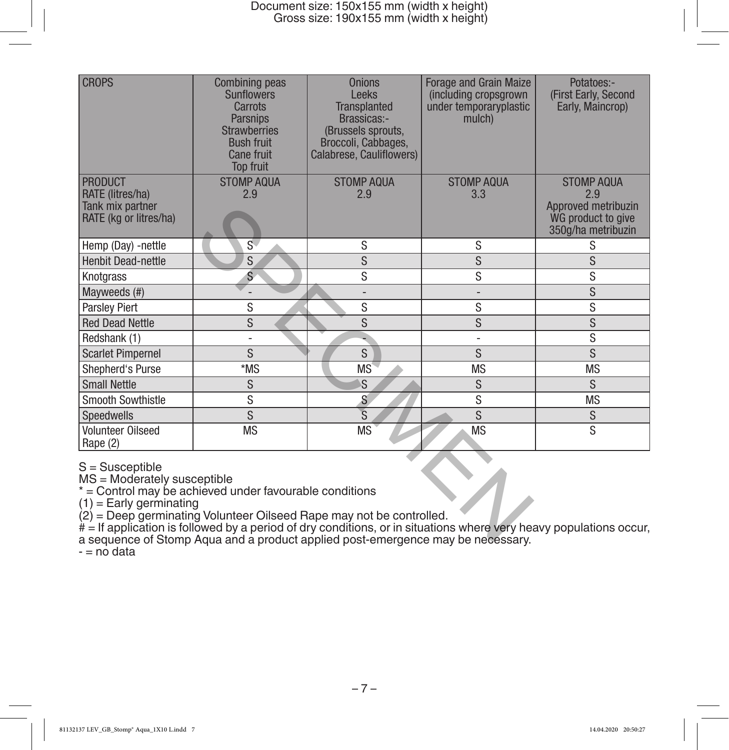| CROPS | Combining peas Sunflowers Carrots Parsnips Strawberries Bush fruit Cane fruit Top fruit | Onions Leeks Transplanted Brassicas:- (Brussels sprouts, Broccoli, Cabbages, Calabrese, Cauliflowers) | Forage and Grain Maize (including cropsgrown under temporaryplastic mulch) | Potatoes:- (First Early, Second Early, Maincrop) |
|---|---|---|---|---|
| PRODUCT RATE (litres/ha) Tank mix partner RATE (kg or litres/ha) | STOMP AQUA 2.9 | STOMP AQUA 2.9 | STOMP AQUA 3.3 | STOMP AQUA 2.9 Approved metribuzin WG product to give 350g/ha metribuzin |
| Hemp (Day) -nettle | S | S | S | S |
| Henbit Dead-nettle | S | S | S | S |
| Knotgrass | S | S | S | S |
| Mayweeds (#) | - | - | - | S |
| Parsley Piert | S | S | S | S |
| Red Dead Nettle | S | S | S | S |
| Redshank (1) | - | - | - | S |
| Scarlet Pimpernel | S | S | S | S |
| Shepherd's Purse | *MS | MS | MS | MS |
| Small Nettle | S | S | S | S |
| Smooth Sowthistle | S | S | S | MS |
| Speedwells | S | S | S | S |
| Volunteer Oilseed Rape (2) | MS | MS | MS | S |

S = Susceptible
MS = Moderately susceptible
* = Control may be achieved under favourable conditions
(1) = Early germinating
(2) = Deep germinating Volunteer Oilseed Rape may not be controlled.
# = If application is followed by a period of dry conditions, or in situations where very heavy populations occur, a sequence of Stomp Aqua and a product applied post-emergence may be necessary.
- = no data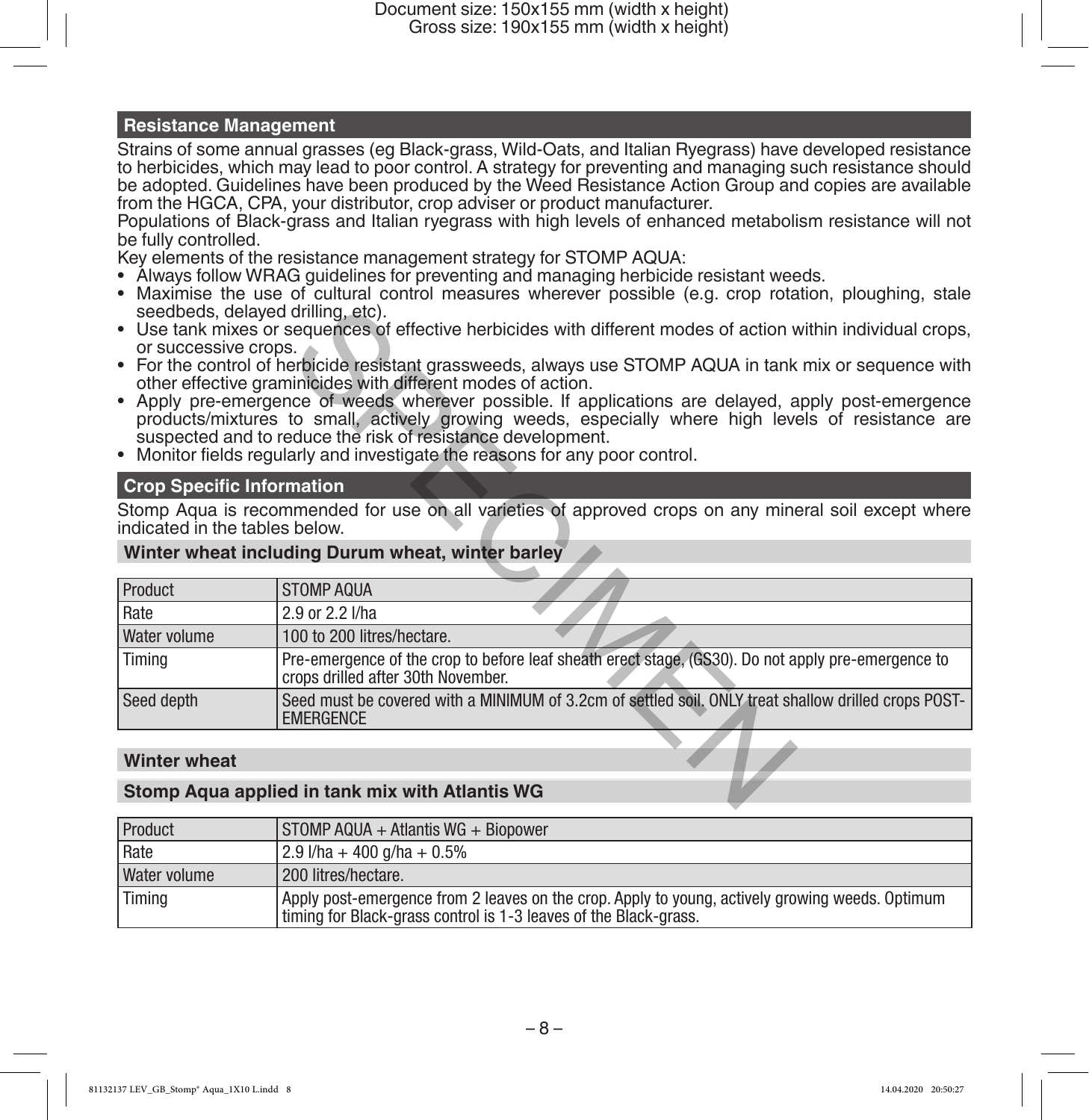## Resistance Management

Strains of some annual grasses (eg Black-grass, Wild-Oats, and Italian Ryegrass) have developed resistance to herbicides, which may lead to poor control. A strategy for preventing and managing such resistance should be adopted. Guidelines have been produced by the Weed Resistance Action Group and copies are available from the HGCA, CPA, your distributor, crop adviser or product manufacturer.

Populations of Black-grass and Italian ryegrass with high levels of enhanced metabolism resistance will not be fully controlled.

Key elements of the resistance management strategy for STOMP AQUA:

- Always follow WRAG guidelines for preventing and managing herbicide resistant weeds.
- Maximise the use of cultural control measures wherever possible (e.g. crop rotation, ploughing, stale seedbeds, delayed drilling, etc).
- Use tank mixes or sequences of effective herbicides with different modes of action within individual crops, or successive crops.
- For the control of herbicide resistant grassweeds, always use STOMP AQUA in tank mix or sequence with other effective graminicides with different modes of action.
- Apply pre-emergence of weeds wherever possible. If applications are delayed, apply post-emergence products/mixtures to small, actively growing weeds, especially where high levels of resistance are suspected and to reduce the risk of resistance development.
- Monitor fields regularly and investigate the reasons for any poor control.

## Crop Specific Information

Stomp Aqua is recommended for use on all varieties of approved crops on any mineral soil except where indicated in the tables below.

### Winter wheat including Durum wheat, winter barley

| Product | STOMP AQUA |
|---|---|
| Rate | 2.9 or 2.2 l/ha |
| Water volume | 100 to 200 litres/hectare. |
| Timing | Pre-emergence of the crop to before leaf sheath erect stage, (GS30). Do not apply pre-emergence to crops drilled after 30th November. |
| Seed depth | Seed must be covered with a MINIMUM of 3.2cm of settled soil. ONLY treat shallow drilled crops POST-EMERGENCE |

### Winter wheat

### Stomp Aqua applied in tank mix with Atlantis WG

| Product | STOMP AQUA + Atlantis WG + Biopower |
|---|---|
| Rate | 2.9 l/ha + 400 g/ha + 0.5% |
| Water volume | 200 litres/hectare. |
| Timing | Apply post-emergence from 2 leaves on the crop. Apply to young, actively growing weeds. Optimum timing for Black-grass control is 1-3 leaves of the Black-grass. |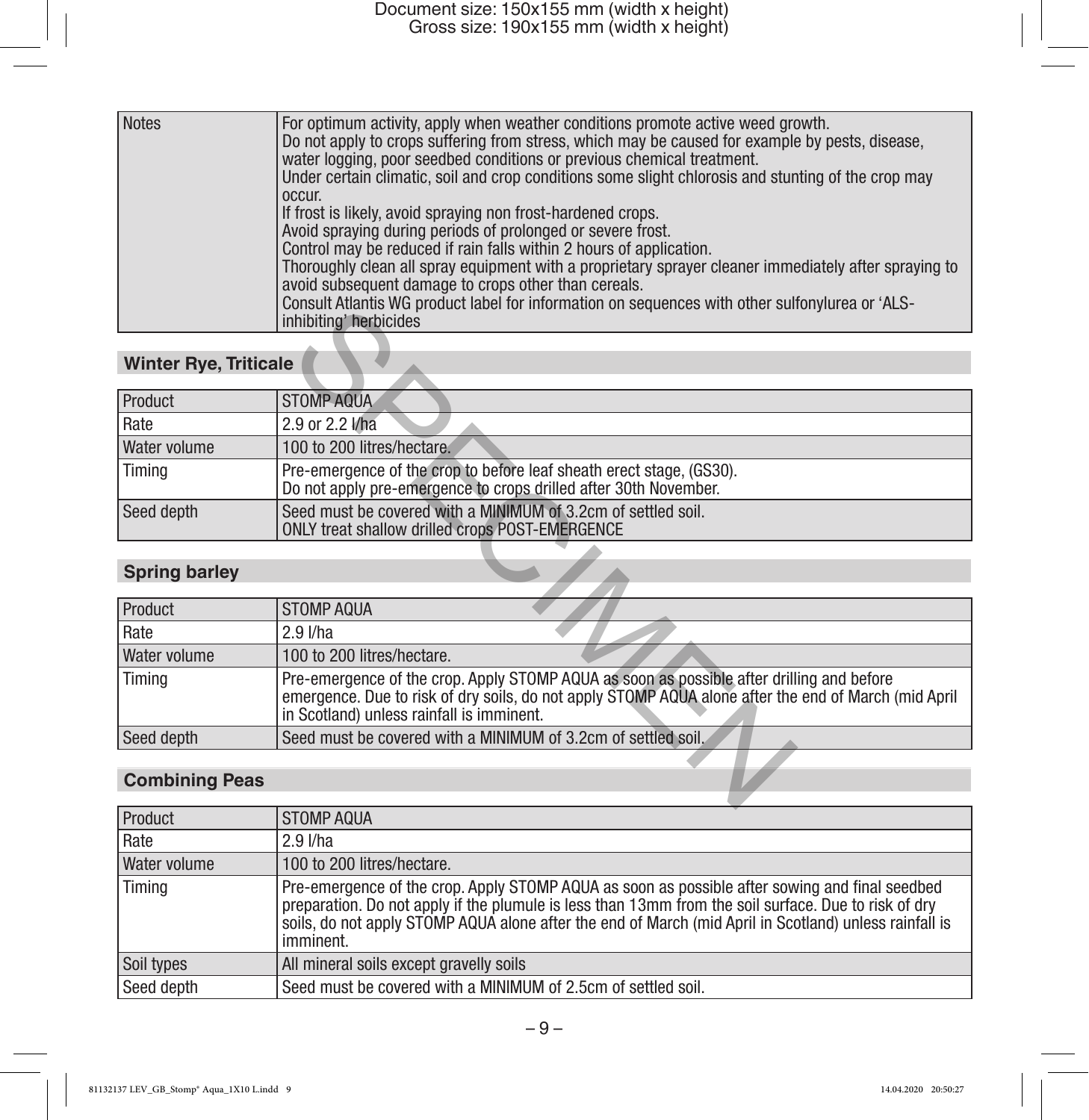| Notes | For optimum activity, apply when weather conditions promote active weed growth.<br>Do not apply to crops suffering from stress, which may be caused for example by pests, disease, water logging, poor seedbed conditions or previous chemical treatment.<br>Under certain climatic, soil and crop conditions some slight chlorosis and stunting of the crop may occur.<br>If frost is likely, avoid spraying non frost-hardened crops.<br>Avoid spraying during periods of prolonged or severe frost.<br>Control may be reduced if rain falls within 2 hours of application.<br>Thoroughly clean all spray equipment with a proprietary sprayer cleaner immediately after spraying to avoid subsequent damage to crops other than cereals.<br>Consult Atlantis WG product label for information on sequences with other sulfonylurea or 'ALS-inhibiting' herbicides |
|---|---|

## Winter Rye, Triticale

| Product | STOMP AQUA |
|---|---|
| Rate | 2.9 or 2.2 l/ha |
| Water volume | 100 to 200 litres/hectare. |
| Timing | Pre-emergence of the crop to before leaf sheath erect stage, (GS30).<br>Do not apply pre-emergence to crops drilled after 30th November. |
| Seed depth | Seed must be covered with a MINIMUM of 3.2cm of settled soil.<br>ONLY treat shallow drilled crops POST-EMERGENCE |

## Spring barley

| Product | STOMP AQUA |
|---|---|
| Rate | 2.9 l/ha |
| Water volume | 100 to 200 litres/hectare. |
| Timing | Pre-emergence of the crop. Apply STOMP AQUA as soon as possible after drilling and before emergence. Due to risk of dry soils, do not apply STOMP AQUA alone after the end of March (mid April in Scotland) unless rainfall is imminent. |
| Seed depth | Seed must be covered with a MINIMUM of 3.2cm of settled soil. |

## Combining Peas

| Product | STOMP AQUA |
|---|---|
| Rate | 2.9 l/ha |
| Water volume | 100 to 200 litres/hectare. |
| Timing | Pre-emergence of the crop. Apply STOMP AQUA as soon as possible after sowing and final seedbed preparation. Do not apply if the plumule is less than 13mm from the soil surface. Due to risk of dry soils, do not apply STOMP AQUA alone after the end of March (mid April in Scotland) unless rainfall is imminent. |
| Soil types | All mineral soils except gravelly soils |
| Seed depth | Seed must be covered with a MINIMUM of 2.5cm of settled soil. |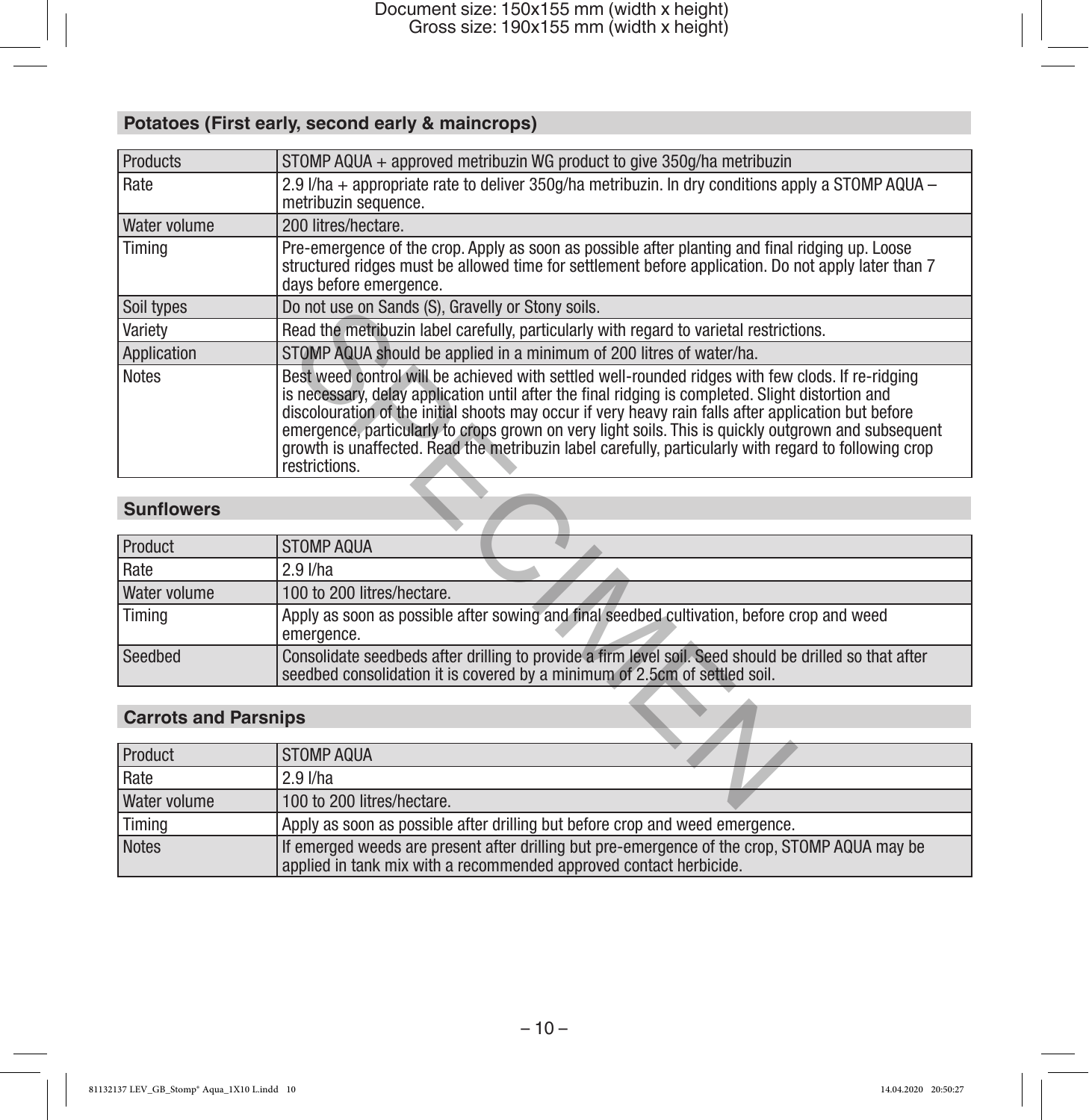## Potatoes (First early, second early & maincrops)

| Products | STOMP AQUA + approved metribuzin WG product to give 350g/ha metribuzin |
|---|---|
| Rate | 2.9 l/ha + appropriate rate to deliver 350g/ha metribuzin. In dry conditions apply a STOMP AQUA – metribuzin sequence. |
| Water volume | 200 litres/hectare. |
| Timing | Pre-emergence of the crop. Apply as soon as possible after planting and final ridging up. Loose structured ridges must be allowed time for settlement before application. Do not apply later than 7 days before emergence. |
| Soil types | Do not use on Sands (S), Gravelly or Stony soils. |
| Variety | Read the metribuzin label carefully, particularly with regard to varietal restrictions. |
| Application | STOMP AQUA should be applied in a minimum of 200 litres of water/ha. |
| Notes | Best weed control will be achieved with settled well-rounded ridges with few clods. If re-ridging is necessary, delay application until after the final ridging is completed. Slight distortion and discolouration of the initial shoots may occur if very heavy rain falls after application but before emergence, particularly to crops grown on very light soils. This is quickly outgrown and subsequent growth is unaffected. Read the metribuzin label carefully, particularly with regard to following crop restrictions. |

## Sunflowers

| Product | STOMP AQUA |
|---|---|
| Rate | 2.9 l/ha |
| Water volume | 100 to 200 litres/hectare. |
| Timing | Apply as soon as possible after sowing and final seedbed cultivation, before crop and weed emergence. |
| Seedbed | Consolidate seedbeds after drilling to provide a firm level soil. Seed should be drilled so that after seedbed consolidation it is covered by a minimum of 2.5cm of settled soil. |

## Carrots and Parsnips

| Product | STOMP AQUA |
|---|---|
| Rate | 2.9 l/ha |
| Water volume | 100 to 200 litres/hectare. |
| Timing | Apply as soon as possible after drilling but before crop and weed emergence. |
| Notes | If emerged weeds are present after drilling but pre-emergence of the crop, STOMP AQUA may be applied in tank mix with a recommended approved contact herbicide. |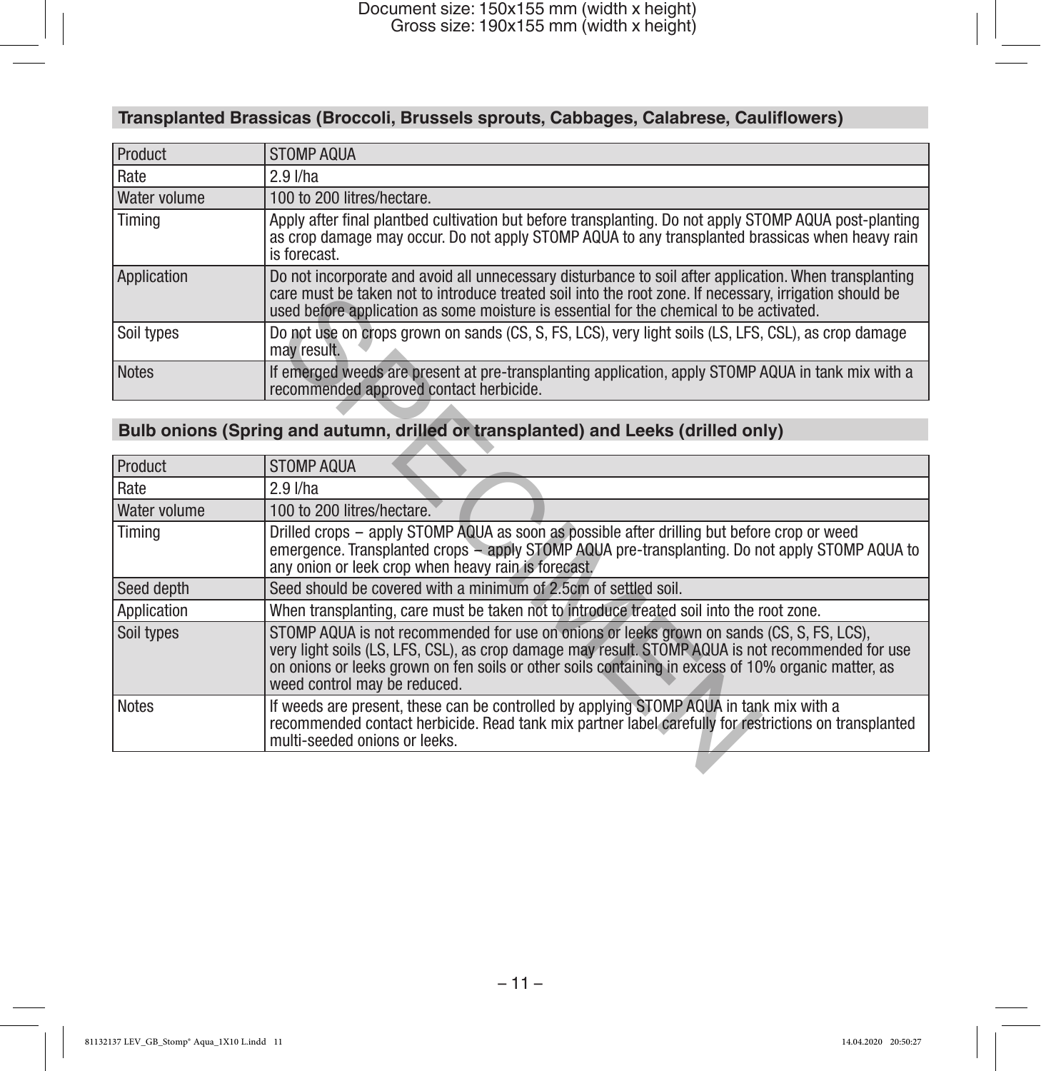### Transplanted Brassicas (Broccoli, Brussels sprouts, Cabbages, Calabrese, Cauliflowers)

| Product | STOMP AQUA |
|---|---|
| Rate | 2.9 l/ha |
| Water volume | 100 to 200 litres/hectare. |
| Timing | Apply after final plantbed cultivation but before transplanting. Do not apply STOMP AQUA post-planting as crop damage may occur. Do not apply STOMP AQUA to any transplanted brassicas when heavy rain is forecast. |
| Application | Do not incorporate and avoid all unnecessary disturbance to soil after application. When transplanting care must be taken not to introduce treated soil into the root zone. If necessary, irrigation should be used before application as some moisture is essential for the chemical to be activated. |
| Soil types | Do not use on crops grown on sands (CS, S, FS, LCS), very light soils (LS, LFS, CSL), as crop damage may result. |
| Notes | If emerged weeds are present at pre-transplanting application, apply STOMP AQUA in tank mix with a recommended approved contact herbicide. |

### Bulb onions (Spring and autumn, drilled or transplanted) and Leeks (drilled only)

| Product | STOMP AQUA |
|---|---|
| Rate | 2.9 l/ha |
| Water volume | 100 to 200 litres/hectare. |
| Timing | Drilled crops – apply STOMP AQUA as soon as possible after drilling but before crop or weed emergence. Transplanted crops – apply STOMP AQUA pre-transplanting. Do not apply STOMP AQUA to any onion or leek crop when heavy rain is forecast. |
| Seed depth | Seed should be covered with a minimum of 2.5cm of settled soil. |
| Application | When transplanting, care must be taken not to introduce treated soil into the root zone. |
| Soil types | STOMP AQUA is not recommended for use on onions or leeks grown on sands (CS, S, FS, LCS), very light soils (LS, LFS, CSL), as crop damage may result. STOMP AQUA is not recommended for use on onions or leeks grown on fen soils or other soils containing in excess of 10% organic matter, as weed control may be reduced. |
| Notes | If weeds are present, these can be controlled by applying STOMP AQUA in tank mix with a recommended contact herbicide. Read tank mix partner label carefully for restrictions on transplanted multi-seeded onions or leeks. |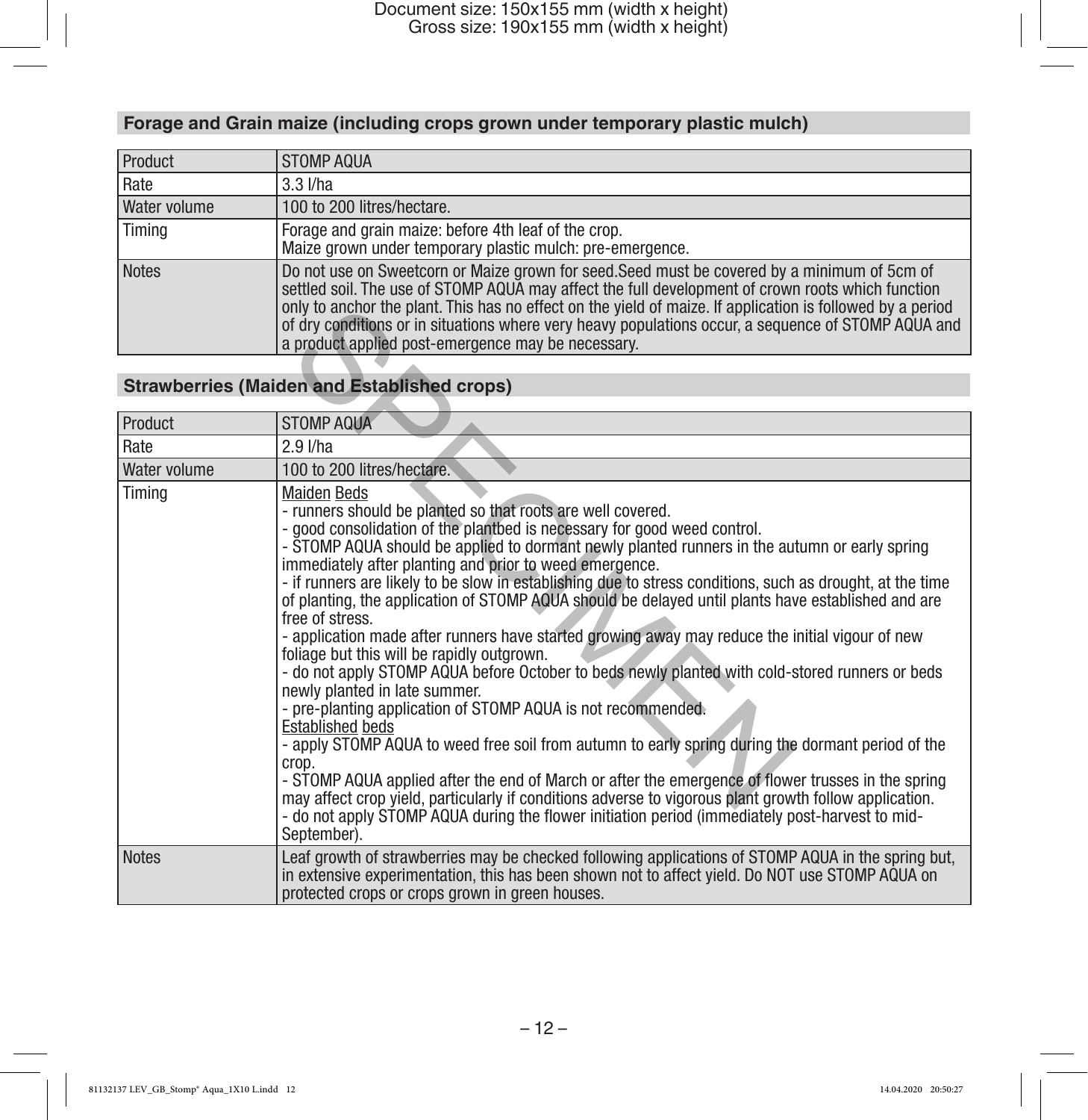### Forage and Grain maize (including crops grown under temporary plastic mulch)

| Product | STOMP AQUA |
|---|---|
| Rate | 3.3 l/ha |
| Water volume | 100 to 200 litres/hectare. |
| Timing | Forage and grain maize: before 4th leaf of the crop.<br>Maize grown under temporary plastic mulch: pre-emergence. |
| Notes | Do not use on Sweetcorn or Maize grown for seed.Seed must be covered by a minimum of 5cm of settled soil. The use of STOMP AQUA may affect the full development of crown roots which function only to anchor the plant. This has no effect on the yield of maize. If application is followed by a period of dry conditions or in situations where very heavy populations occur, a sequence of STOMP AQUA and a product applied post-emergence may be necessary. |

### Strawberries (Maiden and Established crops)

| Product | STOMP AQUA |
|---|---|
| Rate | 2.9 l/ha |
| Water volume | 100 to 200 litres/hectare. |
| Timing | Maiden Beds<br>- runners should be planted so that roots are well covered.<br>- good consolidation of the plantbed is necessary for good weed control.<br>- STOMP AQUA should be applied to dormant newly planted runners in the autumn or early spring immediately after planting and prior to weed emergence.<br>- if runners are likely to be slow in establishing due to stress conditions, such as drought, at the time of planting, the application of STOMP AQUA should be delayed until plants have established and are free of stress.<br>- application made after runners have started growing away may reduce the initial vigour of new foliage but this will be rapidly outgrown.<br>- do not apply STOMP AQUA before October to beds newly planted with cold-stored runners or beds newly planted in late summer.<br>- pre-planting application of STOMP AQUA is not recommended.<br>Established beds<br>- apply STOMP AQUA to weed free soil from autumn to early spring during the dormant period of the crop.<br>- STOMP AQUA applied after the end of March or after the emergence of flower trusses in the spring may affect crop yield, particularly if conditions adverse to vigorous plant growth follow application.<br>- do not apply STOMP AQUA during the flower initiation period (immediately post-harvest to mid-September). |
| Notes | Leaf growth of strawberries may be checked following applications of STOMP AQUA in the spring but, in extensive experimentation, this has been shown not to affect yield. Do NOT use STOMP AQUA on protected crops or crops grown in green houses. |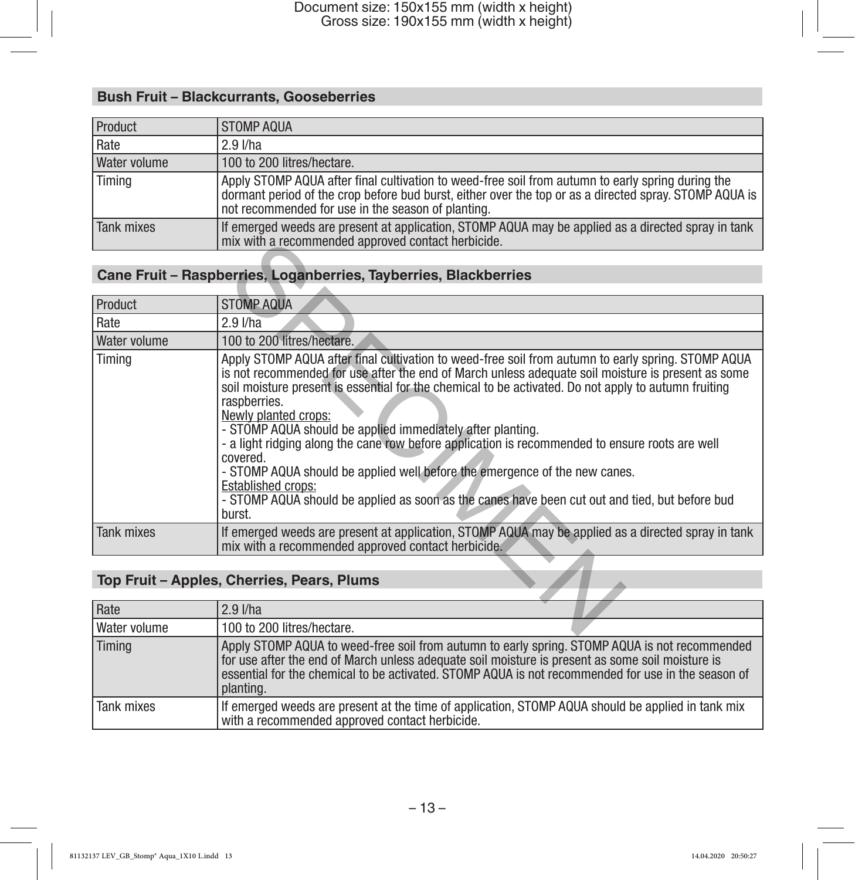### Bush Fruit – Blackcurrants, Gooseberries

| | |
|---|---|
| Product | STOMP AQUA |
| Rate | 2.9 l/ha |
| Water volume | 100 to 200 litres/hectare. |
| Timing | Apply STOMP AQUA after final cultivation to weed-free soil from autumn to early spring during the dormant period of the crop before bud burst, either over the top or as a directed spray. STOMP AQUA is not recommended for use in the season of planting. |
| Tank mixes | If emerged weeds are present at application, STOMP AQUA may be applied as a directed spray in tank mix with a recommended approved contact herbicide. |

### Cane Fruit – Raspberries, Loganberries, Tayberries, Blackberries

| | |
|---|---|
| Product | STOMP AQUA |
| Rate | 2.9 l/ha |
| Water volume | 100 to 200 litres/hectare. |
| Timing | Apply STOMP AQUA after final cultivation to weed-free soil from autumn to early spring. STOMP AQUA is not recommended for use after the end of March unless adequate soil moisture is present as some soil moisture present is essential for the chemical to be activated. Do not apply to autumn fruiting raspberries.<br>Newly planted crops:<br>- STOMP AQUA should be applied immediately after planting.<br>- a light ridging along the cane row before application is recommended to ensure roots are well covered.<br>- STOMP AQUA should be applied well before the emergence of the new canes.<br>Established crops:<br>- STOMP AQUA should be applied as soon as the canes have been cut out and tied, but before bud burst. |
| Tank mixes | If emerged weeds are present at application, STOMP AQUA may be applied as a directed spray in tank mix with a recommended approved contact herbicide. |

### Top Fruit – Apples, Cherries, Pears, Plums

| | |
|---|---|
| Rate | 2.9 l/ha |
| Water volume | 100 to 200 litres/hectare. |
| Timing | Apply STOMP AQUA to weed-free soil from autumn to early spring. STOMP AQUA is not recommended for use after the end of March unless adequate soil moisture is present as some soil moisture is essential for the chemical to be activated. STOMP AQUA is not recommended for use in the season of planting. |
| Tank mixes | If emerged weeds are present at the time of application, STOMP AQUA should be applied in tank mix with a recommended approved contact herbicide. |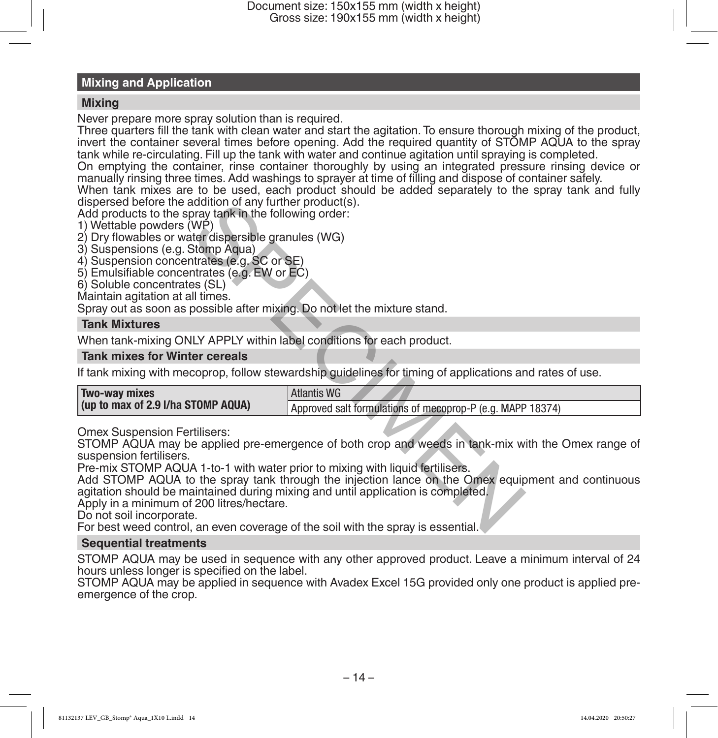## Mixing and Application

### Mixing

Never prepare more spray solution than is required.
Three quarters fill the tank with clean water and start the agitation. To ensure thorough mixing of the product, invert the container several times before opening. Add the required quantity of STOMP AQUA to the spray tank while re-circulating. Fill up the tank with water and continue agitation until spraying is completed.
On emptying the container, rinse container thoroughly by using an integrated pressure rinsing device or manually rinsing three times. Add washings to sprayer at time of filling and dispose of container safely.
When tank mixes are to be used, each product should be added separately to the spray tank and fully dispersed before the addition of any further product(s).
Add products to the spray tank in the following order:

1) Wettable powders (WP)
2) Dry flowables or water dispersible granules (WG)
3) Suspensions (e.g. Stomp Aqua)
4) Suspension concentrates (e.g. SC or SE)
5) Emulsifiable concentrates (e.g. EW or EC)
6) Soluble concentrates (SL)

Maintain agitation at all times.
Spray out as soon as possible after mixing. Do not let the mixture stand.

### Tank Mixtures

When tank-mixing ONLY APPLY within label conditions for each product.

### Tank mixes for Winter cereals

If tank mixing with mecoprop, follow stewardship guidelines for timing of applications and rates of use.

| **Two-way mixes (up to max of 2.9 l/ha STOMP AQUA)** | Atlantis WG |
|---|---|
| | Approved salt formulations of mecoprop-P (e.g. MAPP 18374) |

Omex Suspension Fertilisers:
STOMP AQUA may be applied pre-emergence of both crop and weeds in tank-mix with the Omex range of suspension fertilisers.
Pre-mix STOMP AQUA 1-to-1 with water prior to mixing with liquid fertilisers.
Add STOMP AQUA to the spray tank through the injection lance on the Omex equipment and continuous agitation should be maintained during mixing and until application is completed.
Apply in a minimum of 200 litres/hectare.
Do not soil incorporate.
For best weed control, an even coverage of the soil with the spray is essential.

### Sequential treatments

STOMP AQUA may be used in sequence with any other approved product. Leave a minimum interval of 24 hours unless longer is specified on the label.
STOMP AQUA may be applied in sequence with Avadex Excel 15G provided only one product is applied pre-emergence of the crop.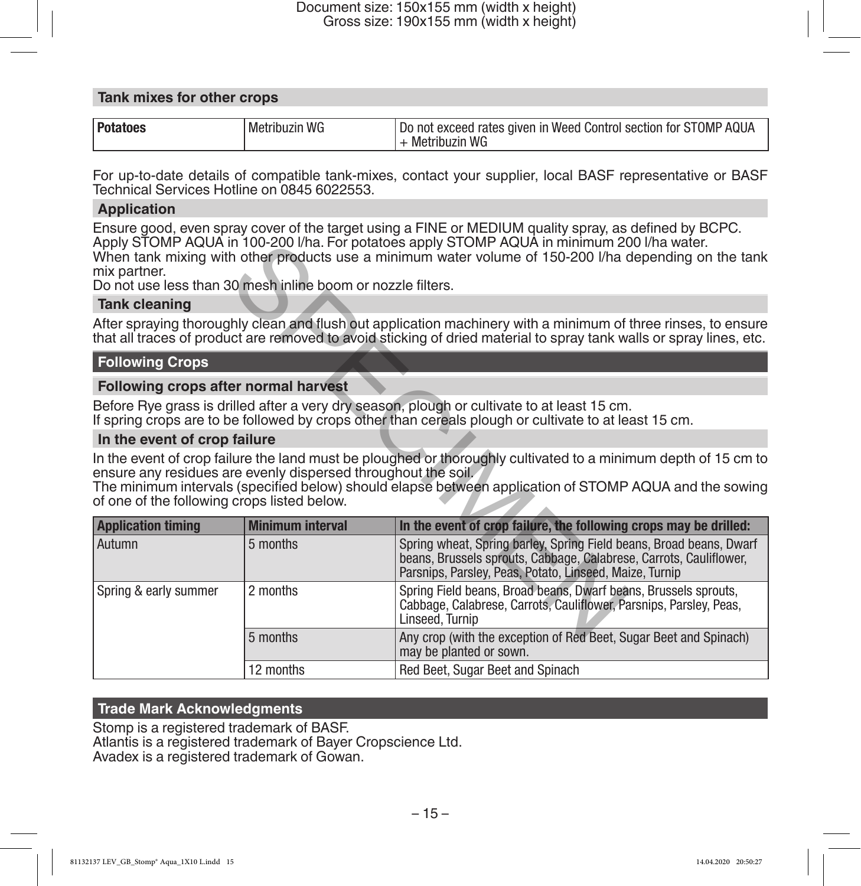### Tank mixes for other crops

| | | |
|---|---|---|
| **Potatoes** | Metribuzin WG | Do not exceed rates given in Weed Control section for STOMP AQUA + Metribuzin WG |

For up-to-date details of compatible tank-mixes, contact your supplier, local BASF representative or BASF Technical Services Hotline on 0845 6022553.

### Application

Ensure good, even spray cover of the target using a FINE or MEDIUM quality spray, as defined by BCPC.
Apply STOMP AQUA in 100-200 l/ha. For potatoes apply STOMP AQUA in minimum 200 l/ha water.
When tank mixing with other products use a minimum water volume of 150-200 l/ha depending on the tank mix partner.
Do not use less than 30 mesh inline boom or nozzle filters.

### Tank cleaning

After spraying thoroughly clean and flush out application machinery with a minimum of three rinses, to ensure that all traces of product are removed to avoid sticking of dried material to spray tank walls or spray lines, etc.

## Following Crops

### Following crops after normal harvest

Before Rye grass is drilled after a very dry season, plough or cultivate to at least 15 cm.
If spring crops are to be followed by crops other than cereals plough or cultivate to at least 15 cm.

### In the event of crop failure

In the event of crop failure the land must be ploughed or thoroughly cultivated to a minimum depth of 15 cm to ensure any residues are evenly dispersed throughout the soil.
The minimum intervals (specified below) should elapse between application of STOMP AQUA and the sowing of one of the following crops listed below.

| Application timing | Minimum interval | In the event of crop failure, the following crops may be drilled: |
|---|---|---|
| Autumn | 5 months | Spring wheat, Spring barley, Spring Field beans, Broad beans, Dwarf beans, Brussels sprouts, Cabbage, Calabrese, Carrots, Cauliflower, Parsnips, Parsley, Peas, Potato, Linseed, Maize, Turnip |
| Spring & early summer | 2 months | Spring Field beans, Broad beans, Dwarf beans, Brussels sprouts, Cabbage, Calabrese, Carrots, Cauliflower, Parsnips, Parsley, Peas, Linseed, Turnip |
| | 5 months | Any crop (with the exception of Red Beet, Sugar Beet and Spinach) may be planted or sown. |
| | 12 months | Red Beet, Sugar Beet and Spinach |

## Trade Mark Acknowledgments

Stomp is a registered trademark of BASF.
Atlantis is a registered trademark of Bayer Cropscience Ltd.
Avadex is a registered trademark of Gowan.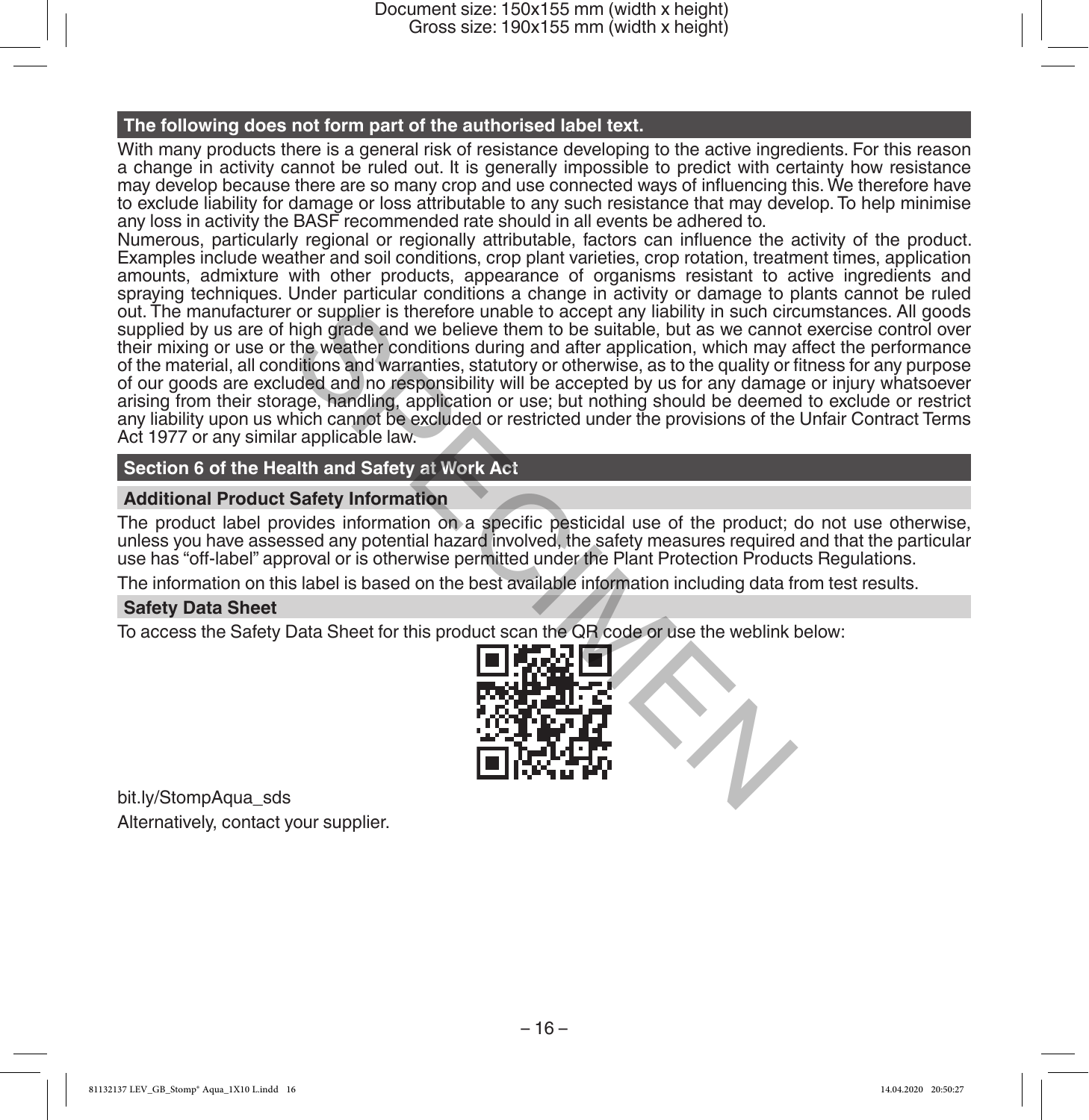## The following does not form part of the authorised label text.

With many products there is a general risk of resistance developing to the active ingredients. For this reason a change in activity cannot be ruled out. It is generally impossible to predict with certainty how resistance may develop because there are so many crop and use connected ways of influencing this. We therefore have to exclude liability for damage or loss attributable to any such resistance that may develop. To help minimise any loss in activity the BASF recommended rate should in all events be adhered to.

Numerous, particularly regional or regionally attributable, factors can influence the activity of the product. Examples include weather and soil conditions, crop plant varieties, crop rotation, treatment times, application amounts, admixture with other products, appearance of organisms resistant to active ingredients and spraying techniques. Under particular conditions a change in activity or damage to plants cannot be ruled out. The manufacturer or supplier is therefore unable to accept any liability in such circumstances. All goods supplied by us are of high grade and we believe them to be suitable, but as we cannot exercise control over their mixing or use or the weather conditions during and after application, which may affect the performance of the material, all conditions and warranties, statutory or otherwise, as to the quality or fitness for any purpose of our goods are excluded and no responsibility will be accepted by us for any damage or injury whatsoever arising from their storage, handling, application or use; but nothing should be deemed to exclude or restrict any liability upon us which cannot be excluded or restricted under the provisions of the Unfair Contract Terms Act 1977 or any similar applicable law.

## Section 6 of the Health and Safety at Work Act

### Additional Product Safety Information

The product label provides information on a specific pesticidal use of the product; do not use otherwise, unless you have assessed any potential hazard involved, the safety measures required and that the particular use has "off-label" approval or is otherwise permitted under the Plant Protection Products Regulations.

The information on this label is based on the best available information including data from test results.

### Safety Data Sheet

To access the Safety Data Sheet for this product scan the QR code or use the weblink below:

bit.ly/StompAqua_sds

Alternatively, contact your supplier.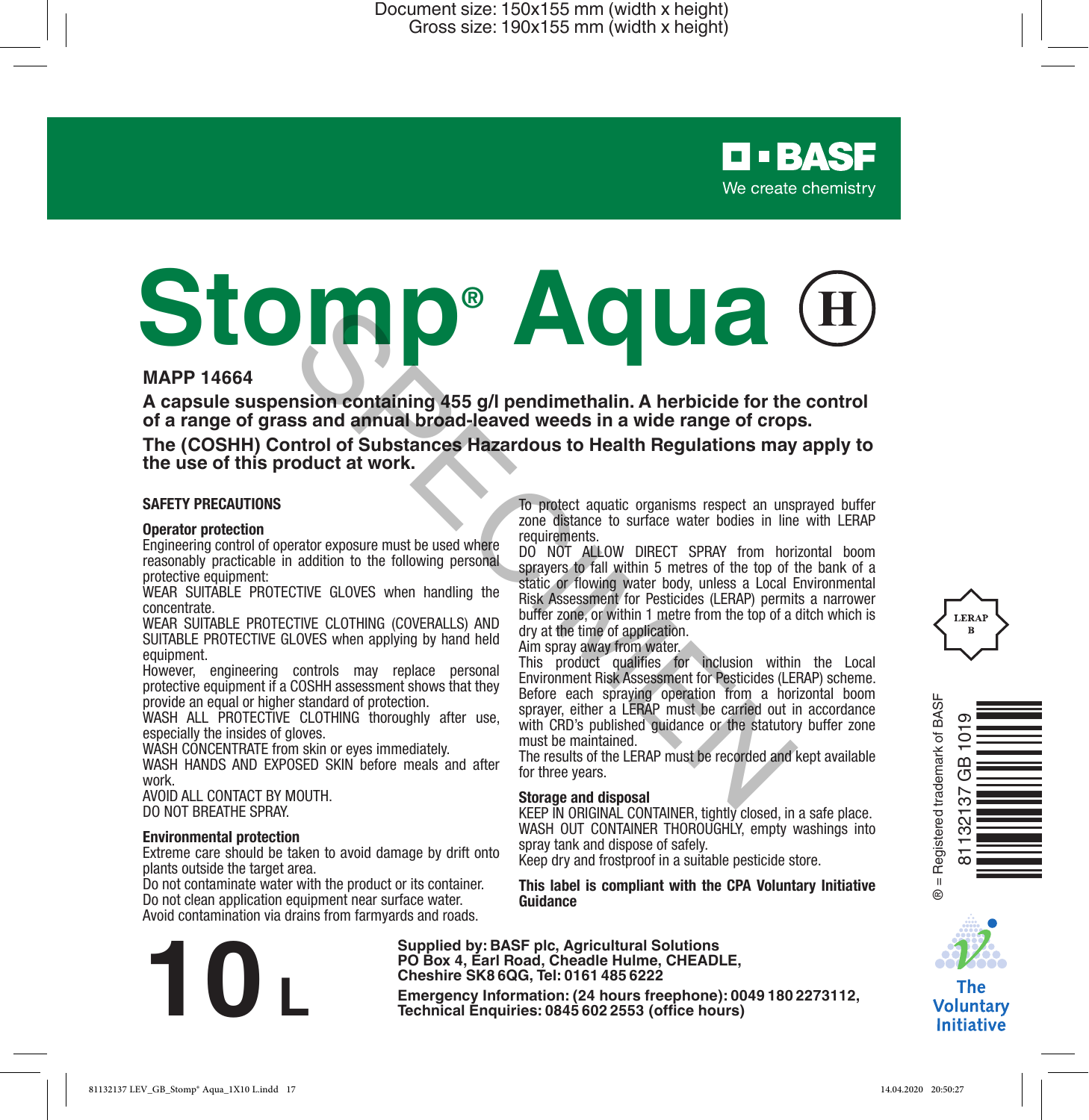Document size: 150x155 mm (width x height)
Gross size: 190x155 mm (width x height)

BASF
We create chemistry

# Stomp® Aqua (H)

**MAPP 14664**

**A capsule suspension containing 455 g/l pendimethalin. A herbicide for the control of a range of grass and annual broad-leaved weeds in a wide range of crops.**

**The (COSHH) Control of Substances Hazardous to Health Regulations may apply to the use of this product at work.**

## SAFETY PRECAUTIONS

### Operator protection

Engineering control of operator exposure must be used where reasonably practicable in addition to the following personal protective equipment:

WEAR SUITABLE PROTECTIVE GLOVES when handling the concentrate.

WEAR SUITABLE PROTECTIVE CLOTHING (COVERALLS) AND SUITABLE PROTECTIVE GLOVES when applying by hand held equipment.

However, engineering controls may replace personal protective equipment if a COSHH assessment shows that they provide an equal or higher standard of protection.

WASH ALL PROTECTIVE CLOTHING thoroughly after use, especially the insides of gloves.

WASH CONCENTRATE from skin or eyes immediately.

WASH HANDS AND EXPOSED SKIN before meals and after work.

AVOID ALL CONTACT BY MOUTH.

DO NOT BREATHE SPRAY.

### Environmental protection

Extreme care should be taken to avoid damage by drift onto plants outside the target area.

Do not contaminate water with the product or its container.

Do not clean application equipment near surface water.

Avoid contamination via drains from farmyards and roads.

To protect aquatic organisms respect an unsprayed buffer zone distance to surface water bodies in line with LERAP requirements.

DO NOT ALLOW DIRECT SPRAY from horizontal boom sprayers to fall within 5 metres of the top of the bank of a static or flowing water body, unless a Local Environmental Risk Assessment for Pesticides (LERAP) permits a narrower buffer zone, or within 1 metre from the top of a ditch which is dry at the time of application.

Aim spray away from water.

This product qualifies for inclusion within the Local Environment Risk Assessment for Pesticides (LERAP) scheme. Before each spraying operation from a horizontal boom sprayer, either a LERAP must be carried out in accordance with CRD's published guidance or the statutory buffer zone must be maintained.

The results of the LERAP must be recorded and kept available for three years.

### Storage and disposal

KEEP IN ORIGINAL CONTAINER, tightly closed, in a safe place.

WASH OUT CONTAINER THOROUGHLY, empty washings into spray tank and dispose of safely.

Keep dry and frostproof in a suitable pesticide store.

**This label is compliant with the CPA Voluntary Initiative Guidance**

LERAP B

® = Registered trademark of BASF

81132137 GB 1019

The Voluntary Initiative

# 10 L

**Supplied by: BASF plc, Agricultural Solutions**
**PO Box 4, Earl Road, Cheadle Hulme, CHEADLE, Cheshire SK8 6QG, Tel: 0161 485 6222**

**Emergency Information: (24 hours freephone): 0049 180 2273112,**
**Technical Enquiries: 0845 602 2553 (office hours)**